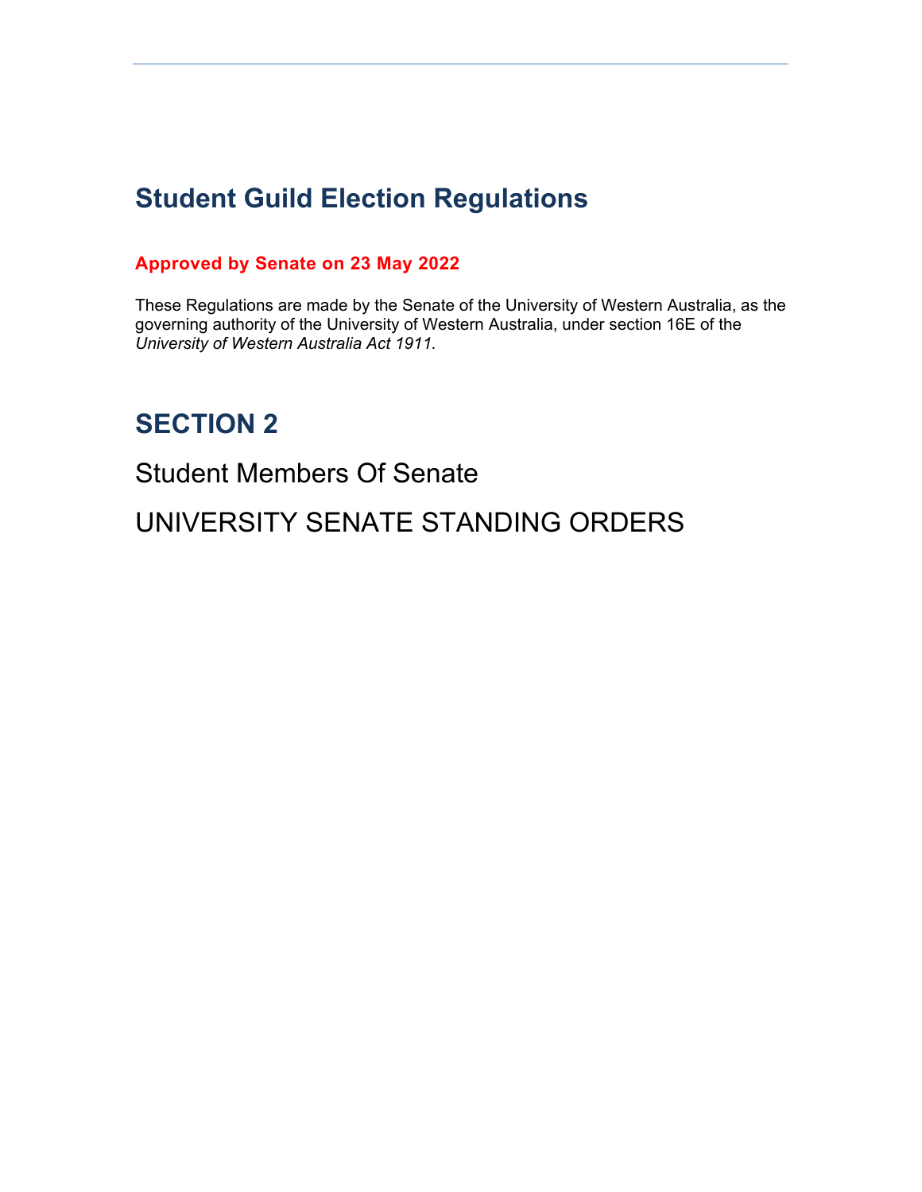# Student Guild Election Regulations

**Approved by Senate on 23 May 2022**

These Regulations are made by the Senate of the University of Western Australia, as the governing authority of the University of Western Australia, under section 16E of the *University of Western Australia Act 1911.*

## SECTION 2

Student Members Of Senate

UNIVERSITY SENATE STANDING ORDERS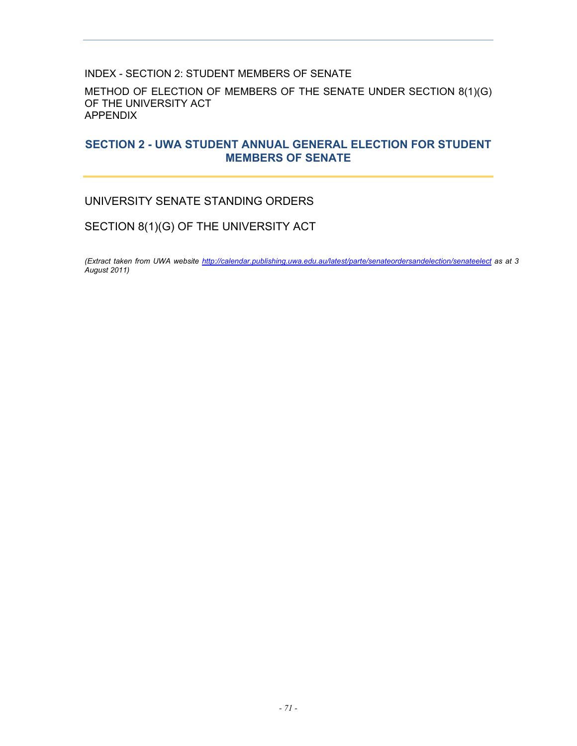INDEX - SECTION 2: STUDENT MEMBERS OF SENATE

METHOD OF ELECTION OF MEMBERS OF THE SENATE UNDER SECTION 8(1)(G) OF THE UNIVERSITY ACT
APPENDIX

## SECTION 2 - UWA STUDENT ANNUAL GENERAL ELECTION FOR STUDENT MEMBERS OF SENATE

UNIVERSITY SENATE STANDING ORDERS

SECTION 8(1)(G) OF THE UNIVERSITY ACT

*(Extract taken from UWA website http://calendar.publishing.uwa.edu.au/latest/parte/senateordersandelection/senateelect as at 3 August 2011)*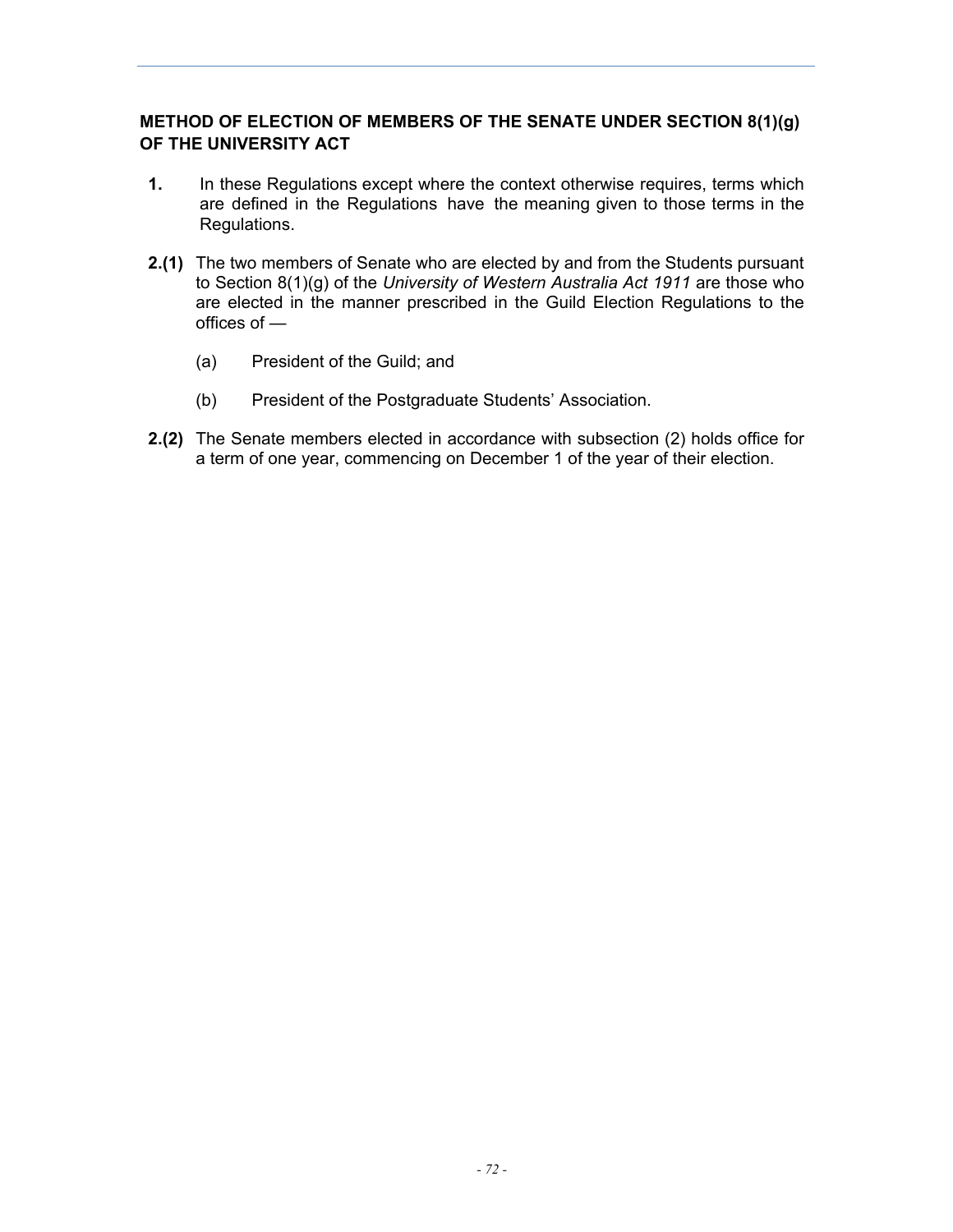## METHOD OF ELECTION OF MEMBERS OF THE SENATE UNDER SECTION 8(1)(g) OF THE UNIVERSITY ACT

**1.** In these Regulations except where the context otherwise requires, terms which are defined in the Regulations have the meaning given to those terms in the Regulations.

**2.(1)** The two members of Senate who are elected by and from the Students pursuant to Section 8(1)(g) of the *University of Western Australia Act 1911* are those who are elected in the manner prescribed in the Guild Election Regulations to the offices of —

(a) President of the Guild; and

(b) President of the Postgraduate Students' Association.

**2.(2)** The Senate members elected in accordance with subsection (2) holds office for a term of one year, commencing on December 1 of the year of their election.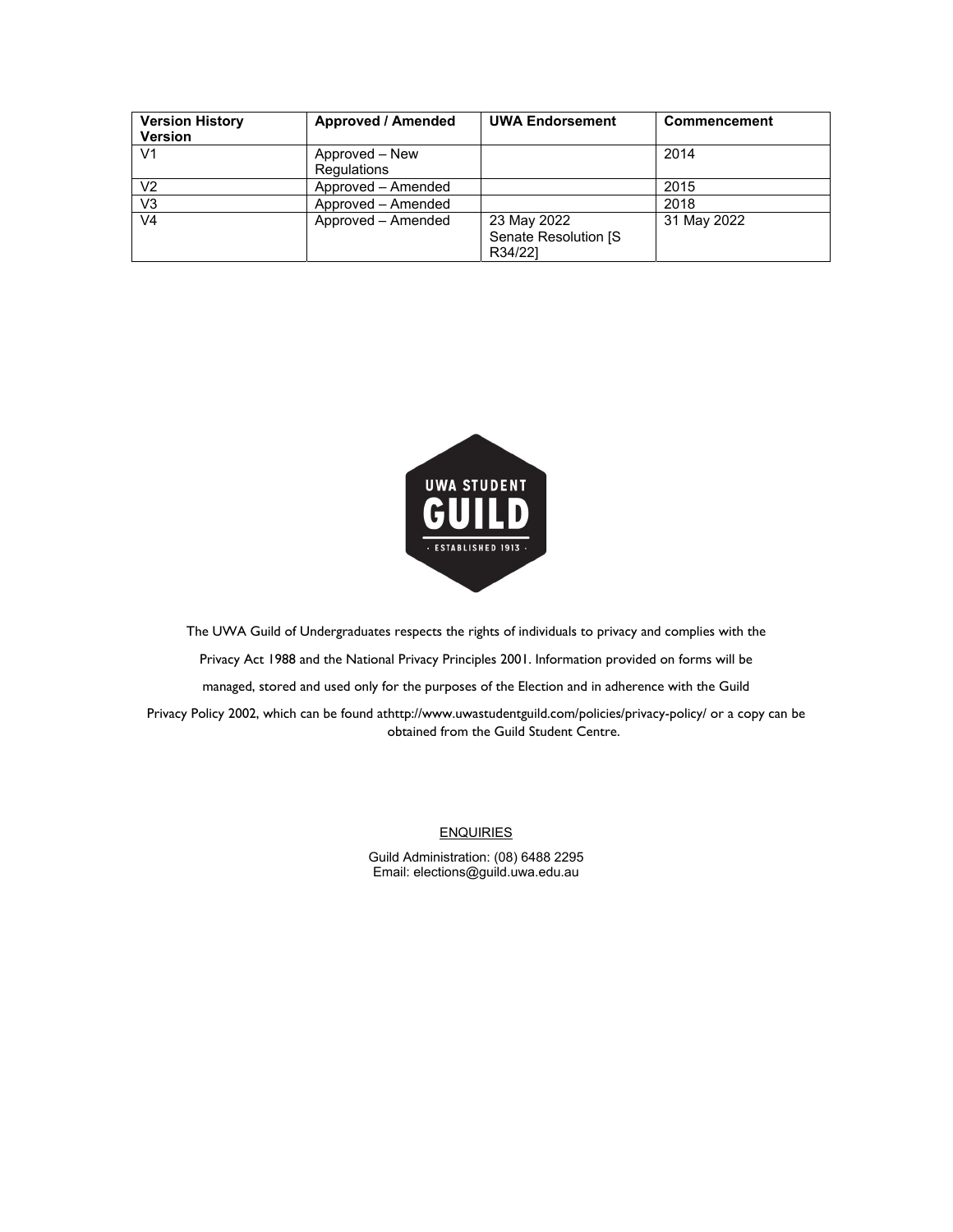| Version History Version | Approved / Amended | UWA Endorsement | Commencement |
|---|---|---|---|
| V1 | Approved – New Regulations | | 2014 |
| V2 | Approved – Amended | | 2015 |
| V3 | Approved – Amended | | 2018 |
| V4 | Approved – Amended | 23 May 2022 Senate Resolution [S R34/22] | 31 May 2022 |

The UWA Guild of Undergraduates respects the rights of individuals to privacy and complies with the Privacy Act 1988 and the National Privacy Principles 2001. Information provided on forms will be managed, stored and used only for the purposes of the Election and in adherence with the Guild Privacy Policy 2002, which can be found athttp://www.uwastudentguild.com/policies/privacy-policy/ or a copy can be obtained from the Guild Student Centre.

ENQUIRIES

Guild Administration: (08) 6488 2295
Email: elections@guild.uwa.edu.au